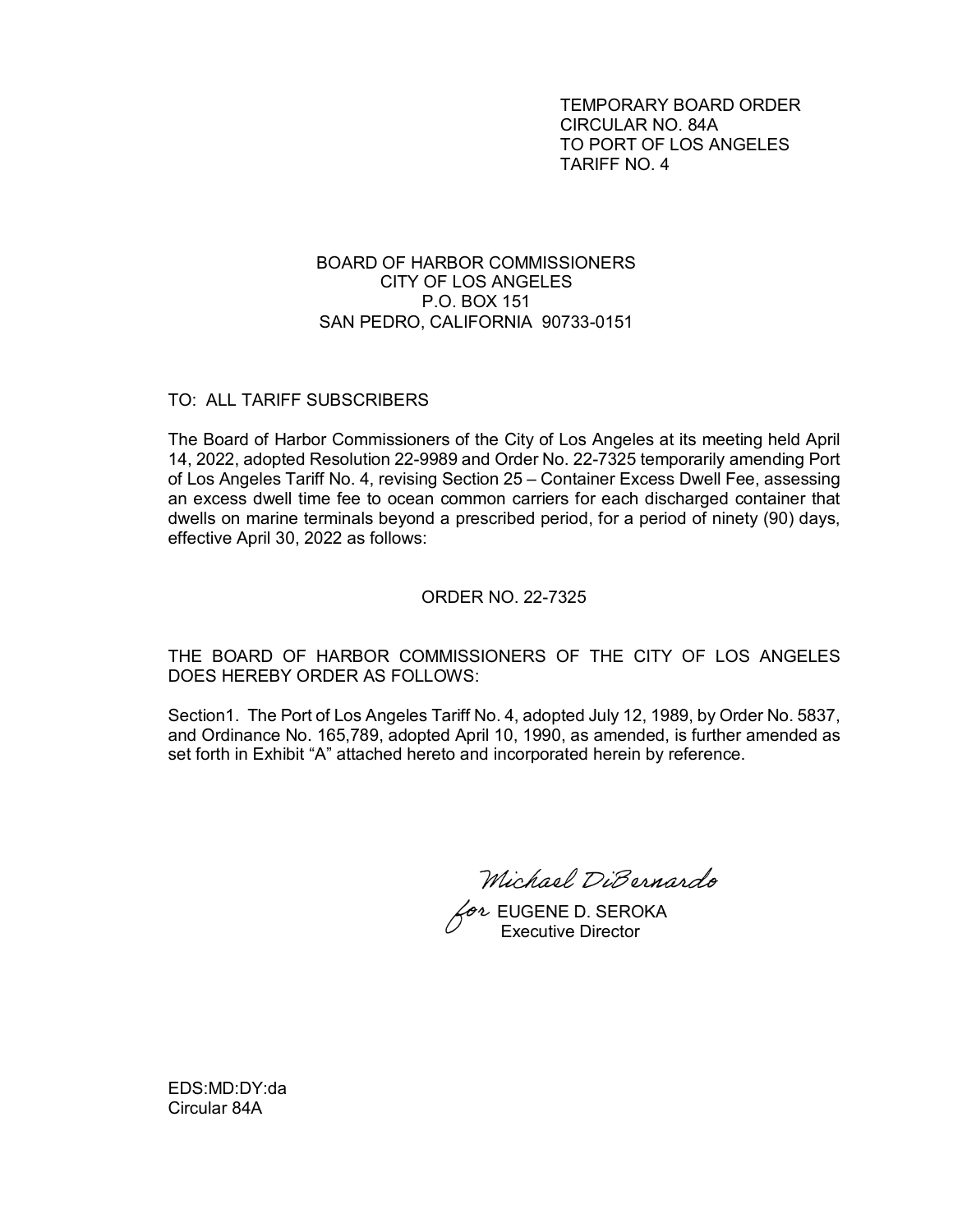TEMPORARY BOARD ORDER
CIRCULAR NO. 84A
TO PORT OF LOS ANGELES
TARIFF NO. 4

BOARD OF HARBOR COMMISSIONERS
CITY OF LOS ANGELES
P.O. BOX 151
SAN PEDRO, CALIFORNIA 90733-0151

TO: ALL TARIFF SUBSCRIBERS

The Board of Harbor Commissioners of the City of Los Angeles at its meeting held April 14, 2022, adopted Resolution 22-9989 and Order No. 22-7325 temporarily amending Port of Los Angeles Tariff No. 4, revising Section 25 – Container Excess Dwell Fee, assessing an excess dwell time fee to ocean common carriers for each discharged container that dwells on marine terminals beyond a prescribed period, for a period of ninety (90) days, effective April 30, 2022 as follows:

ORDER NO. 22-7325

THE BOARD OF HARBOR COMMISSIONERS OF THE CITY OF LOS ANGELES DOES HEREBY ORDER AS FOLLOWS:

Section1. The Port of Los Angeles Tariff No. 4, adopted July 12, 1989, by Order No. 5837, and Ordinance No. 165,789, adopted April 10, 1990, as amended, is further amended as set forth in Exhibit "A" attached hereto and incorporated herein by reference.

*Michael DiBernardo*
*for* EUGENE D. SEROKA
Executive Director

EDS:MD:DY:da
Circular 84A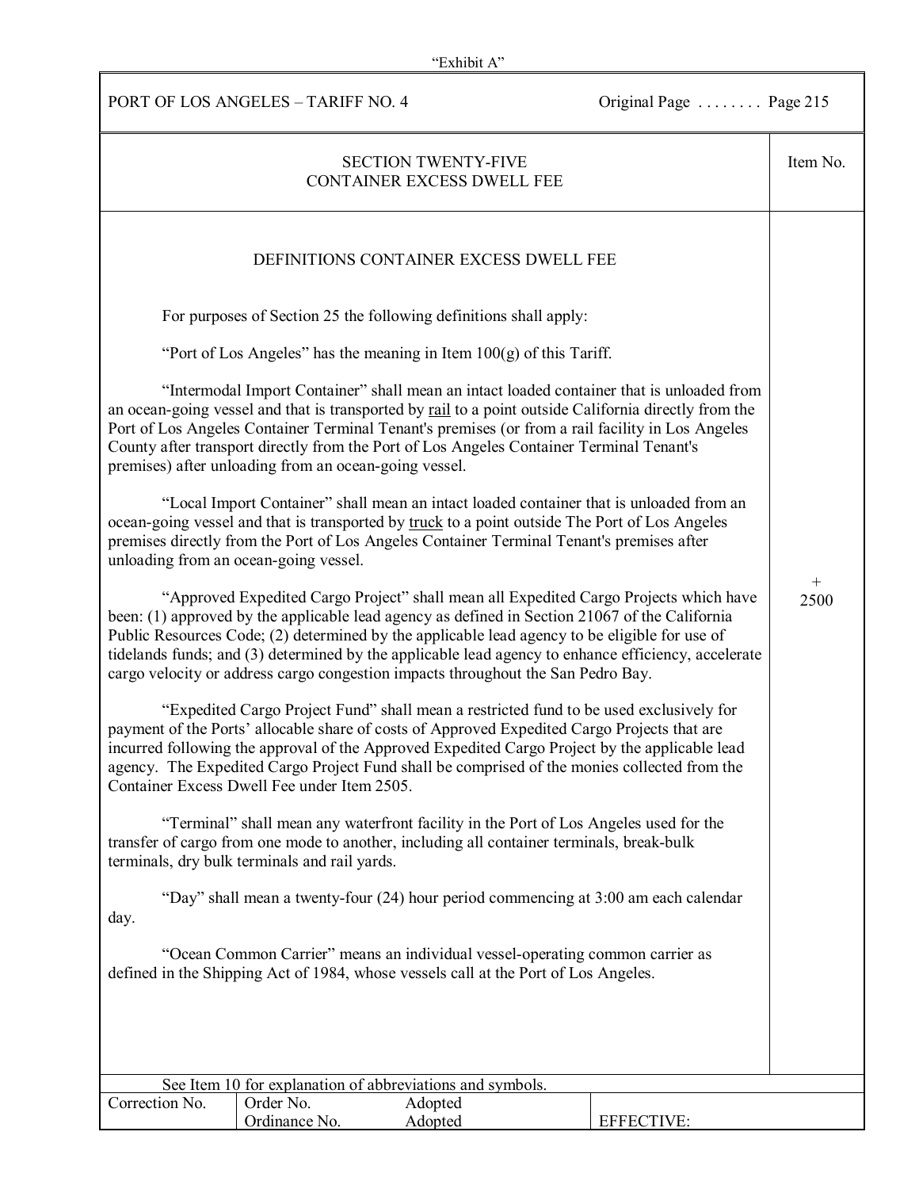"Exhibit A"

PORT OF LOS ANGELES – TARIFF NO. 4 — Original Page . . . . . . . . Page 215

## SECTION TWENTY-FIVE
## CONTAINER EXCESS DWELL FEE

Item No. + 2500

### DEFINITIONS CONTAINER EXCESS DWELL FEE

For purposes of Section 25 the following definitions shall apply:

"Port of Los Angeles" has the meaning in Item 100(g) of this Tariff.

"Intermodal Import Container" shall mean an intact loaded container that is unloaded from an ocean-going vessel and that is transported by rail to a point outside California directly from the Port of Los Angeles Container Terminal Tenant's premises (or from a rail facility in Los Angeles County after transport directly from the Port of Los Angeles Container Terminal Tenant's premises) after unloading from an ocean-going vessel.

"Local Import Container" shall mean an intact loaded container that is unloaded from an ocean-going vessel and that is transported by truck to a point outside The Port of Los Angeles premises directly from the Port of Los Angeles Container Terminal Tenant's premises after unloading from an ocean-going vessel.

"Approved Expedited Cargo Project" shall mean all Expedited Cargo Projects which have been: (1) approved by the applicable lead agency as defined in Section 21067 of the California Public Resources Code; (2) determined by the applicable lead agency to be eligible for use of tidelands funds; and (3) determined by the applicable lead agency to enhance efficiency, accelerate cargo velocity or address cargo congestion impacts throughout the San Pedro Bay.

"Expedited Cargo Project Fund" shall mean a restricted fund to be used exclusively for payment of the Ports' allocable share of costs of Approved Expedited Cargo Projects that are incurred following the approval of the Approved Expedited Cargo Project by the applicable lead agency. The Expedited Cargo Project Fund shall be comprised of the monies collected from the Container Excess Dwell Fee under Item 2505.

"Terminal" shall mean any waterfront facility in the Port of Los Angeles used for the transfer of cargo from one mode to another, including all container terminals, break-bulk terminals, dry bulk terminals and rail yards.

"Day" shall mean a twenty-four (24) hour period commencing at 3:00 am each calendar day.

"Ocean Common Carrier" means an individual vessel-operating common carrier as defined in the Shipping Act of 1984, whose vessels call at the Port of Los Angeles.

See Item 10 for explanation of abbreviations and symbols.

| Correction No. | Order No. | Adopted | |
|---|---|---|---|
| | Ordinance No. | Adopted | EFFECTIVE: |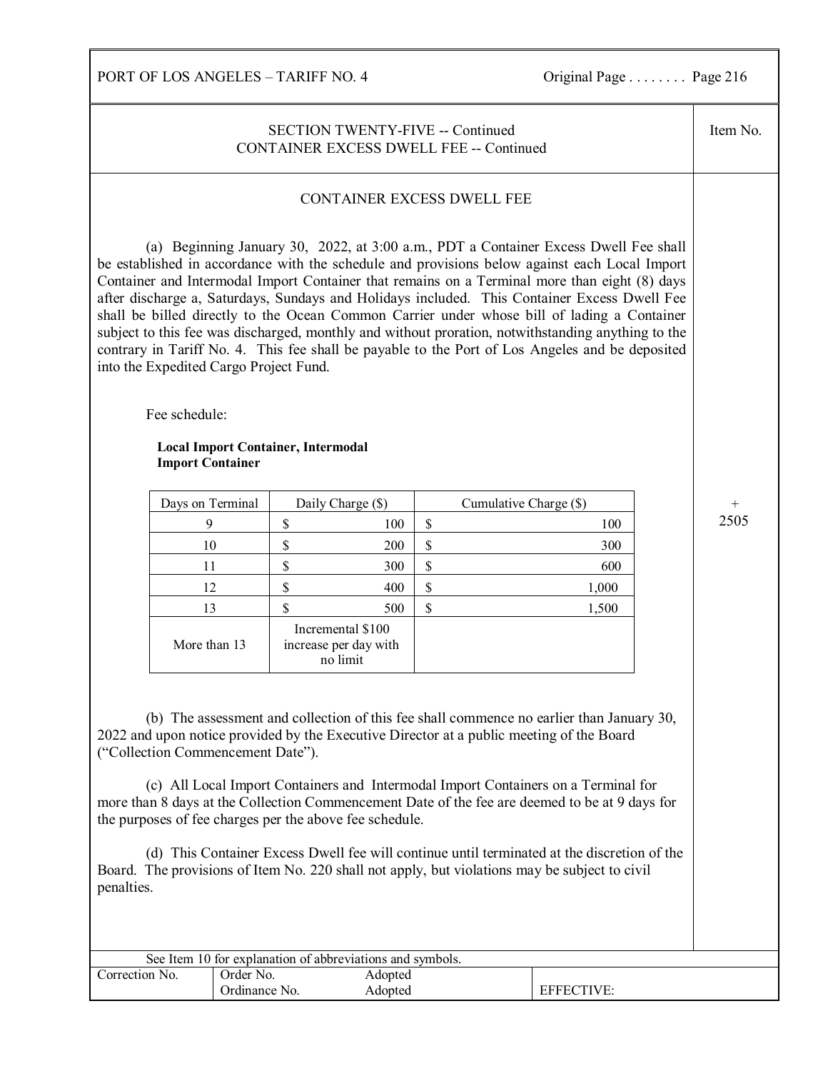SECTION TWENTY-FIVE -- Continued
CONTAINER EXCESS DWELL FEE -- Continued

Item No. + 2505

## CONTAINER EXCESS DWELL FEE

(a) Beginning January 30, 2022, at 3:00 a.m., PDT a Container Excess Dwell Fee shall be established in accordance with the schedule and provisions below against each Local Import Container and Intermodal Import Container that remains on a Terminal more than eight (8) days after discharge a, Saturdays, Sundays and Holidays included. This Container Excess Dwell Fee shall be billed directly to the Ocean Common Carrier under whose bill of lading a Container subject to this fee was discharged, monthly and without proration, notwithstanding anything to the contrary in Tariff No. 4. This fee shall be payable to the Port of Los Angeles and be deposited into the Expedited Cargo Project Fund.

Fee schedule:

**Local Import Container, Intermodal Import Container**

| Days on Terminal | Daily Charge ($) | Cumulative Charge ($) |
|---|---|---|
| 9 | $ 100 | $ 100 |
| 10 | $ 200 | $ 300 |
| 11 | $ 300 | $ 600 |
| 12 | $ 400 | $ 1,000 |
| 13 | $ 500 | $ 1,500 |
| More than 13 | Incremental $100 increase per day with no limit | |

(b) The assessment and collection of this fee shall commence no earlier than January 30, 2022 and upon notice provided by the Executive Director at a public meeting of the Board ("Collection Commencement Date").

(c) All Local Import Containers and Intermodal Import Containers on a Terminal for more than 8 days at the Collection Commencement Date of the fee are deemed to be at 9 days for the purposes of fee charges per the above fee schedule.

(d) This Container Excess Dwell fee will continue until terminated at the discretion of the Board. The provisions of Item No. 220 shall not apply, but violations may be subject to civil penalties.

See Item 10 for explanation of abbreviations and symbols.

| Correction No. | Order No. | Adopted | |
|---|---|---|---|
| | Ordinance No. | Adopted | EFFECTIVE: |